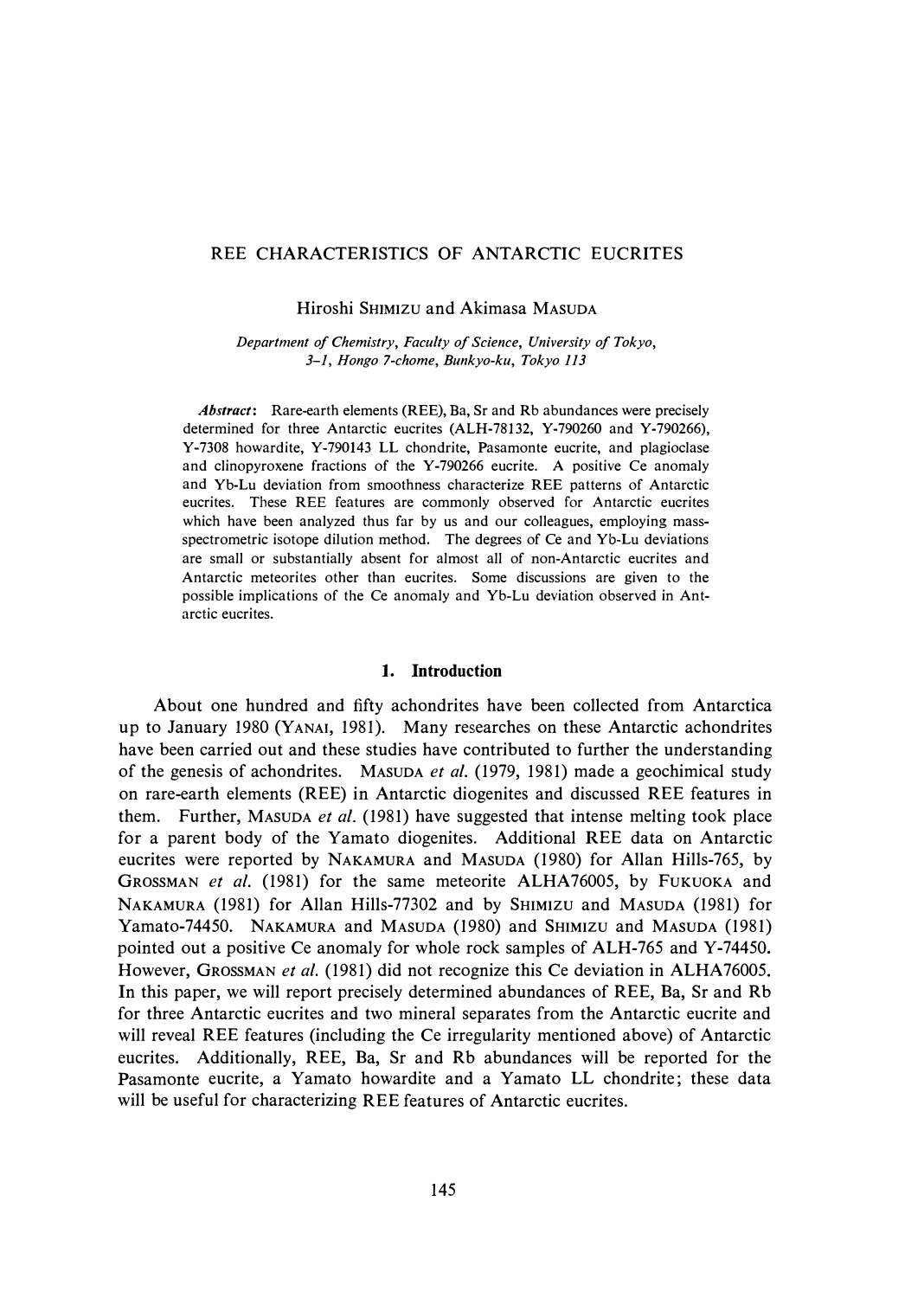# REE CHARACTERISTICS OF ANTARCTIC EUCRITES

Hiroshi SHIMIZU and Akimasa MASUDA

*Department of Chemistry, Faculty of Science, University of Tokyo, 3-1, Hongo 7-chome, Bunkyo-ku, Tokyo 113*

*Abstract*: Rare-earth elements (REE), Ba, Sr and Rb abundances were precisely determined for three Antarctic eucrites (ALH-78132, Y-790260 and Y-790266), Y-7308 howardite, Y-790143 LL chondrite, Pasamonte eucrite, and plagioclase and clinopyroxene fractions of the Y-790266 eucrite. A positive Ce anomaly and Yb-Lu deviation from smoothness characterize REE patterns of Antarctic eucrites. These REE features are commonly observed for Antarctic eucrites which have been analyzed thus far by us and our colleagues, employing mass-spectrometric isotope dilution method. The degrees of Ce and Yb-Lu deviations are small or substantially absent for almost all of non-Antarctic eucrites and Antarctic meteorites other than eucrites. Some discussions are given to the possible implications of the Ce anomaly and Yb-Lu deviation observed in Antarctic eucrites.

## 1. Introduction

About one hundred and fifty achondrites have been collected from Antarctica up to January 1980 (YANAI, 1981). Many researches on these Antarctic achondrites have been carried out and these studies have contributed to further the understanding of the genesis of achondrites. MASUDA *et al.* (1979, 1981) made a geochimical study on rare-earth elements (REE) in Antarctic diogenites and discussed REE features in them. Further, MASUDA *et al.* (1981) have suggested that intense melting took place for a parent body of the Yamato diogenites. Additional REE data on Antarctic eucrites were reported by NAKAMURA and MASUDA (1980) for Allan Hills-765, by GROSSMAN *et al.* (1981) for the same meteorite ALHA76005, by FUKUOKA and NAKAMURA (1981) for Allan Hills-77302 and by SHIMIZU and MASUDA (1981) for Yamato-74450. NAKAMURA and MASUDA (1980) and SHIMIZU and MASUDA (1981) pointed out a positive Ce anomaly for whole rock samples of ALH-765 and Y-74450. However, GROSSMAN *et al.* (1981) did not recognize this Ce deviation in ALHA76005. In this paper, we will report precisely determined abundances of REE, Ba, Sr and Rb for three Antarctic eucrites and two mineral separates from the Antarctic eucrite and will reveal REE features (including the Ce irregularity mentioned above) of Antarctic eucrites. Additionally, REE, Ba, Sr and Rb abundances will be reported for the Pasamonte eucrite, a Yamato howardite and a Yamato LL chondrite; these data will be useful for characterizing REE features of Antarctic eucrites.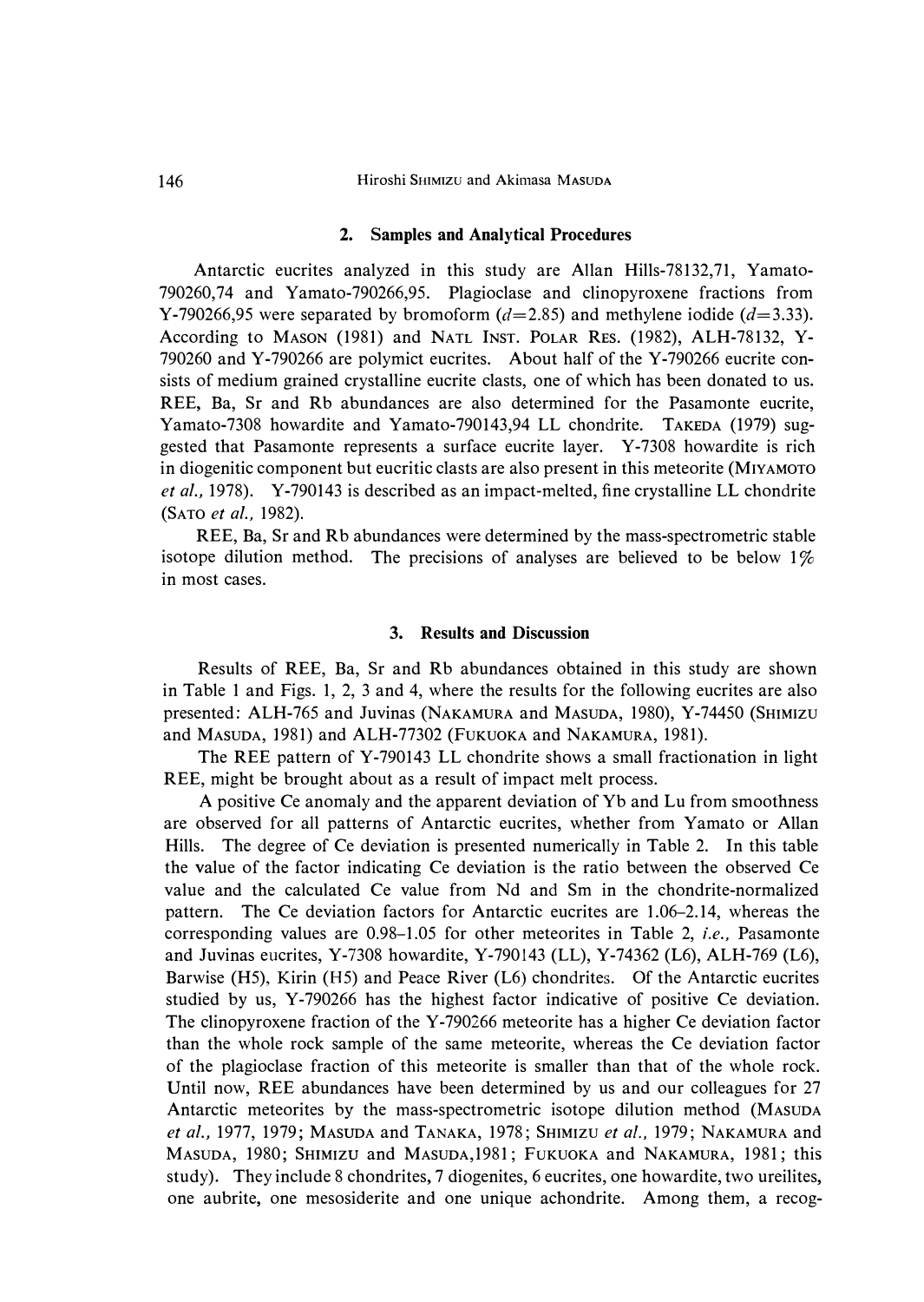## 2. Samples and Analytical Procedures

Antarctic eucrites analyzed in this study are Allan Hills-78132,71, Yamato-790260,74 and Yamato-790266,95. Plagioclase and clinopyroxene fractions from Y-790266,95 were separated by bromoform ($d$=2.85) and methylene iodide ($d$=3.33). According to MASON (1981) and NATL INST. POLAR RES. (1982), ALH-78132, Y-790260 and Y-790266 are polymict eucrites. About half of the Y-790266 eucrite consists of medium grained crystalline eucrite clasts, one of which has been donated to us. REE, Ba, Sr and Rb abundances are also determined for the Pasamonte eucrite, Yamato-7308 howardite and Yamato-790143,94 LL chondrite. TAKEDA (1979) suggested that Pasamonte represents a surface eucrite layer. Y-7308 howardite is rich in diogenitic component but eucritic clasts are also present in this meteorite (MIYAMOTO *et al.*, 1978). Y-790143 is described as an impact-melted, fine crystalline LL chondrite (SATO *et al.*, 1982).

REE, Ba, Sr and Rb abundances were determined by the mass-spectrometric stable isotope dilution method. The precisions of analyses are believed to be below 1% in most cases.

## 3. Results and Discussion

Results of REE, Ba, Sr and Rb abundances obtained in this study are shown in Table 1 and Figs. 1, 2, 3 and 4, where the results for the following eucrites are also presented: ALH-765 and Juvinas (NAKAMURA and MASUDA, 1980), Y-74450 (SHIMIZU and MASUDA, 1981) and ALH-77302 (FUKUOKA and NAKAMURA, 1981).

The REE pattern of Y-790143 LL chondrite shows a small fractionation in light REE, might be brought about as a result of impact melt process.

A positive Ce anomaly and the apparent deviation of Yb and Lu from smoothness are observed for all patterns of Antarctic eucrites, whether from Yamato or Allan Hills. The degree of Ce deviation is presented numerically in Table 2. In this table the value of the factor indicating Ce deviation is the ratio between the observed Ce value and the calculated Ce value from Nd and Sm in the chondrite-normalized pattern. The Ce deviation factors for Antarctic eucrites are 1.06–2.14, whereas the corresponding values are 0.98–1.05 for other meteorites in Table 2, *i.e.*, Pasamonte and Juvinas eucrites, Y-7308 howardite, Y-790143 (LL), Y-74362 (L6), ALH-769 (L6), Barwise (H5), Kirin (H5) and Peace River (L6) chondrites. Of the Antarctic eucrites studied by us, Y-790266 has the highest factor indicative of positive Ce deviation. The clinopyroxene fraction of the Y-790266 meteorite has a higher Ce deviation factor than the whole rock sample of the same meteorite, whereas the Ce deviation factor of the plagioclase fraction of this meteorite is smaller than that of the whole rock. Until now, REE abundances have been determined by us and our colleagues for 27 Antarctic meteorites by the mass-spectrometric isotope dilution method (MASUDA *et al.*, 1977, 1979; MASUDA and TANAKA, 1978; SHIMIZU *et al.*, 1979; NAKAMURA and MASUDA, 1980; SHIMIZU and MASUDA,1981; FUKUOKA and NAKAMURA, 1981; this study). They include 8 chondrites, 7 diogenites, 6 eucrites, one howardite, two ureilites, one aubrite, one mesosiderite and one unique achondrite. Among them, a recog-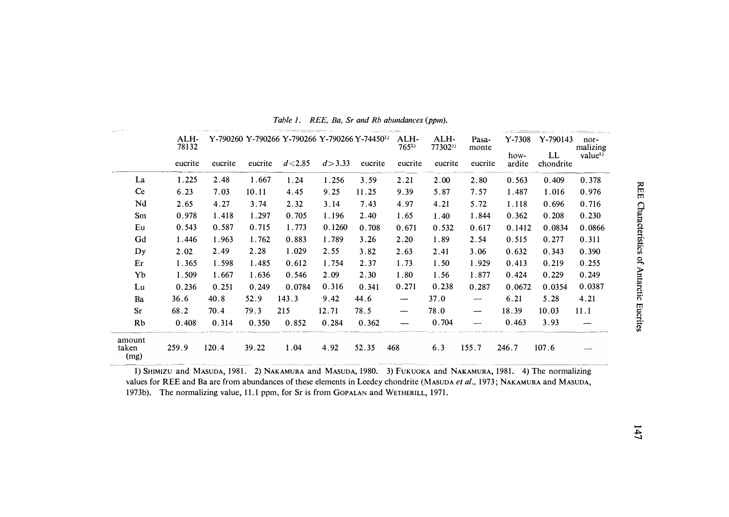*Table 1. REE, Ba, Sr and Rb abundances (ppm).*

| | ALH-78132 | Y-790260 | Y-790266 | Y-790266 | Y-790266 | Y-74450[1] | ALH-765[2] | ALH-77302[3] | Pasa-monte | Y-7308 | Y-790143 | nor-malizing value[4] |
|---|---|---|---|---|---|---|---|---|---|---|---|---|
| | eucrite | eucrite | eucrite | $d<2.85$ | $d>3.33$ | eucrite | eucrite | eucrite | eucrite | how-ardite | LL chondrite | |
| La | 1.225 | 2.48 | 1.667 | 1.24 | 1.256 | 3.59 | 2.21 | 2.00 | 2.80 | 0.563 | 0.409 | 0.378 |
| Ce | 6.23 | 7.03 | 10.11 | 4.45 | 9.25 | 11.25 | 9.39 | 5.87 | 7.57 | 1.487 | 1.016 | 0.976 |
| Nd | 2.65 | 4.27 | 3.74 | 2.32 | 3.14 | 7.43 | 4.97 | 4.21 | 5.72 | 1.118 | 0.696 | 0.716 |
| Sm | 0.978 | 1.418 | 1.297 | 0.705 | 1.196 | 2.40 | 1.65 | 1.40 | 1.844 | 0.362 | 0.208 | 0.230 |
| Eu | 0.543 | 0.587 | 0.715 | 1.773 | 0.1260 | 0.708 | 0.671 | 0.532 | 0.617 | 0.1412 | 0.0834 | 0.0866 |
| Gd | 1.446 | 1.963 | 1.762 | 0.883 | 1.789 | 3.26 | 2.20 | 1.89 | 2.54 | 0.515 | 0.277 | 0.311 |
| Dy | 2.02 | 2.49 | 2.28 | 1.029 | 2.55 | 3.82 | 2.63 | 2.41 | 3.06 | 0.632 | 0.343 | 0.390 |
| Er | 1.365 | 1.598 | 1.485 | 0.612 | 1.754 | 2.37 | 1.73 | 1.50 | 1.929 | 0.413 | 0.219 | 0.255 |
| Yb | 1.509 | 1.667 | 1.636 | 0.546 | 2.09 | 2.30 | 1.80 | 1.56 | 1.877 | 0.424 | 0.229 | 0.249 |
| Lu | 0.236 | 0.251 | 0.249 | 0.0784 | 0.316 | 0.341 | 0.271 | 0.238 | 0.287 | 0.0672 | 0.0354 | 0.0387 |
| Ba | 36.6 | 40.8 | 52.9 | 143.3 | 9.42 | 44.6 | — | 37.0 | — | 6.21 | 5.28 | 4.21 |
| Sr | 68.2 | 70.4 | 79.3 | 215 | 12.71 | 78.5 | — | 78.0 | — | 18.39 | 10.03 | 11.1 |
| Rb | 0.408 | 0.314 | 0.350 | 0.852 | 0.284 | 0.362 | — | 0.704 | — | 0.463 | 3.93 | — |
| amount taken (mg) | 259.9 | 120.4 | 39.22 | 1.04 | 4.92 | 52.35 | 468 | 6.3 | 155.7 | 246.7 | 107.6 | — |

1) SHIMIZU and MASUDA, 1981. 2) NAKAMURA and MASUDA, 1980. 3) FUKUOKA and NAKAMURA, 1981. 4) The normalizing values for REE and Ba are from abundances of these elements in Leedey chondrite (MASUDA *et al.*, 1973; NAKAMURA and MASUDA, 1973b). The normalizing value, 11.1 ppm, for Sr is from GOPALAN and WETHERILL, 1971.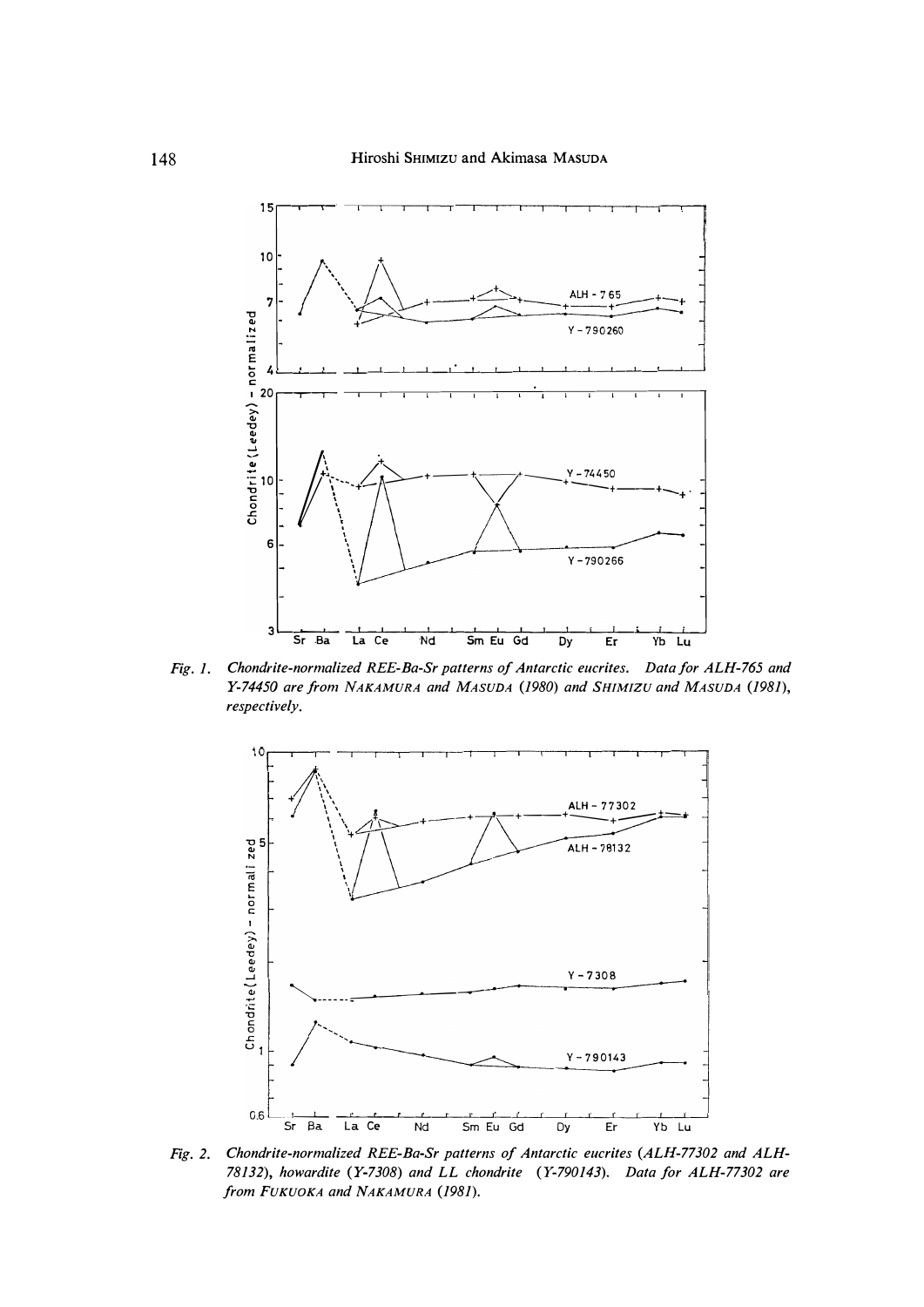*Fig. 1. Chondrite-normalized REE-Ba-Sr patterns of Antarctic eucrites. Data for ALH-765 and Y-74450 are from NAKAMURA and MASUDA (1980) and SHIMIZU and MASUDA (1981), respectively.*

*Fig. 2. Chondrite-normalized REE-Ba-Sr patterns of Antarctic eucrites (ALH-77302 and ALH-78132), howardite (Y-7308) and LL chondrite (Y-790143). Data for ALH-77302 are from FUKUOKA and NAKAMURA (1981).*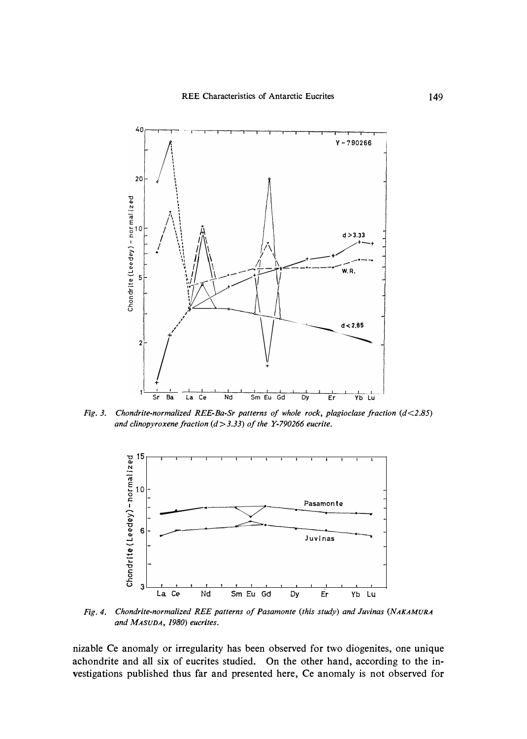*Fig. 3. Chondrite-normalized REE-Ba-Sr patterns of whole rock, plagioclase fraction (d<2.85) and clinopyroxene fraction (d>3.33) of the Y-790266 eucrite.*

*Fig. 4. Chondrite-normalized REE patterns of Pasamonte (this study) and Juvinas (NAKAMURA and MASUDA, 1980) eucrites.*

nizable Ce anomaly or irregularity has been observed for two diogenites, one unique achondrite and all six of eucrites studied. On the other hand, according to the investigations published thus far and presented here, Ce anomaly is not observed for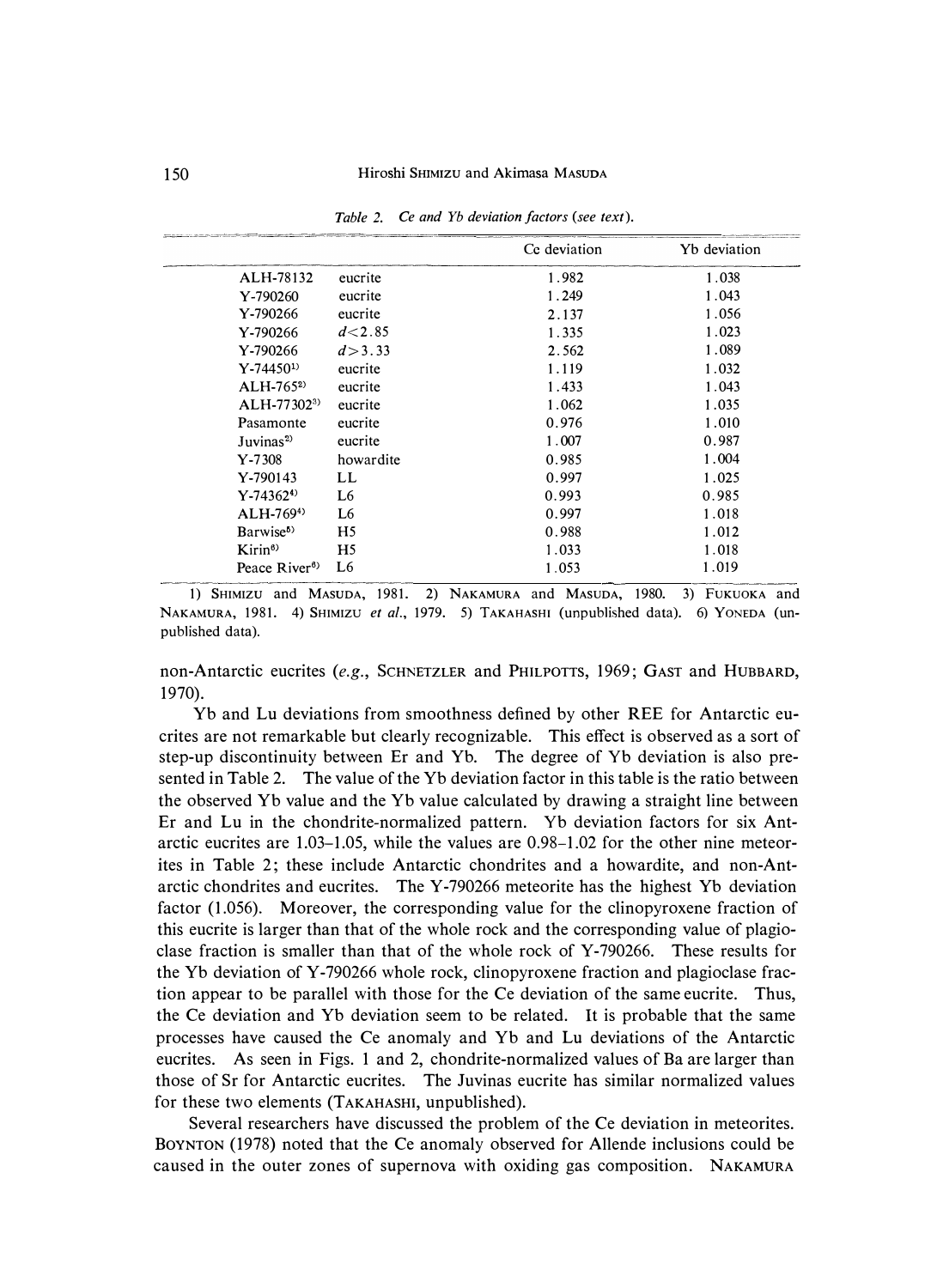Table 2. *Ce and Yb deviation factors (see text).*

| | | Ce deviation | Yb deviation |
|---|---|---|---|
| ALH-78132 | eucrite | 1.982 | 1.038 |
| Y-790260 | eucrite | 1.249 | 1.043 |
| Y-790266 | eucrite | 2.137 | 1.056 |
| Y-790266 | $d<2.85$ | 1.335 | 1.023 |
| Y-790266 | $d>3.33$ | 2.562 | 1.089 |
| Y-74450[1] | eucrite | 1.119 | 1.032 |
| ALH-765[2] | eucrite | 1.433 | 1.043 |
| ALH-77302[3] | eucrite | 1.062 | 1.035 |
| Pasamonte | eucrite | 0.976 | 1.010 |
| Juvinas[2] | eucrite | 1.007 | 0.987 |
| Y-7308 | howardite | 0.985 | 1.004 |
| Y-790143 | LL | 0.997 | 1.025 |
| Y-74362[4] | L6 | 0.993 | 0.985 |
| ALH-769[4] | L6 | 0.997 | 1.018 |
| Barwise[5] | H5 | 0.988 | 1.012 |
| Kirin[6] | H5 | 1.033 | 1.018 |
| Peace River[6] | L6 | 1.053 | 1.019 |

1) SHIMIZU and MASUDA, 1981. 2) NAKAMURA and MASUDA, 1980. 3) FUKUOKA and NAKAMURA, 1981. 4) SHIMIZU *et al.*, 1979. 5) TAKAHASHI (unpublished data). 6) YONEDA (unpublished data).

non-Antarctic eucrites (*e.g.*, SCHNETZLER and PHILPOTTS, 1969; GAST and HUBBARD, 1970).

Yb and Lu deviations from smoothness defined by other REE for Antarctic eucrites are not remarkable but clearly recognizable. This effect is observed as a sort of step-up discontinuity between Er and Yb. The degree of Yb deviation is also presented in Table 2. The value of the Yb deviation factor in this table is the ratio between the observed Yb value and the Yb value calculated by drawing a straight line between Er and Lu in the chondrite-normalized pattern. Yb deviation factors for six Antarctic eucrites are 1.03–1.05, while the values are 0.98–1.02 for the other nine meteorites in Table 2; these include Antarctic chondrites and a howardite, and non-Antarctic chondrites and eucrites. The Y-790266 meteorite has the highest Yb deviation factor (1.056). Moreover, the corresponding value for the clinopyroxene fraction of this eucrite is larger than that of the whole rock and the corresponding value of plagioclase fraction is smaller than that of the whole rock of Y-790266. These results for the Yb deviation of Y-790266 whole rock, clinopyroxene fraction and plagioclase fraction appear to be parallel with those for the Ce deviation of the same eucrite. Thus, the Ce deviation and Yb deviation seem to be related. It is probable that the same processes have caused the Ce anomaly and Yb and Lu deviations of the Antarctic eucrites. As seen in Figs. 1 and 2, chondrite-normalized values of Ba are larger than those of Sr for Antarctic eucrites. The Juvinas eucrite has similar normalized values for these two elements (TAKAHASHI, unpublished).

Several researchers have discussed the problem of the Ce deviation in meteorites. BOYNTON (1978) noted that the Ce anomaly observed for Allende inclusions could be caused in the outer zones of supernova with oxiding gas composition. NAKAMURA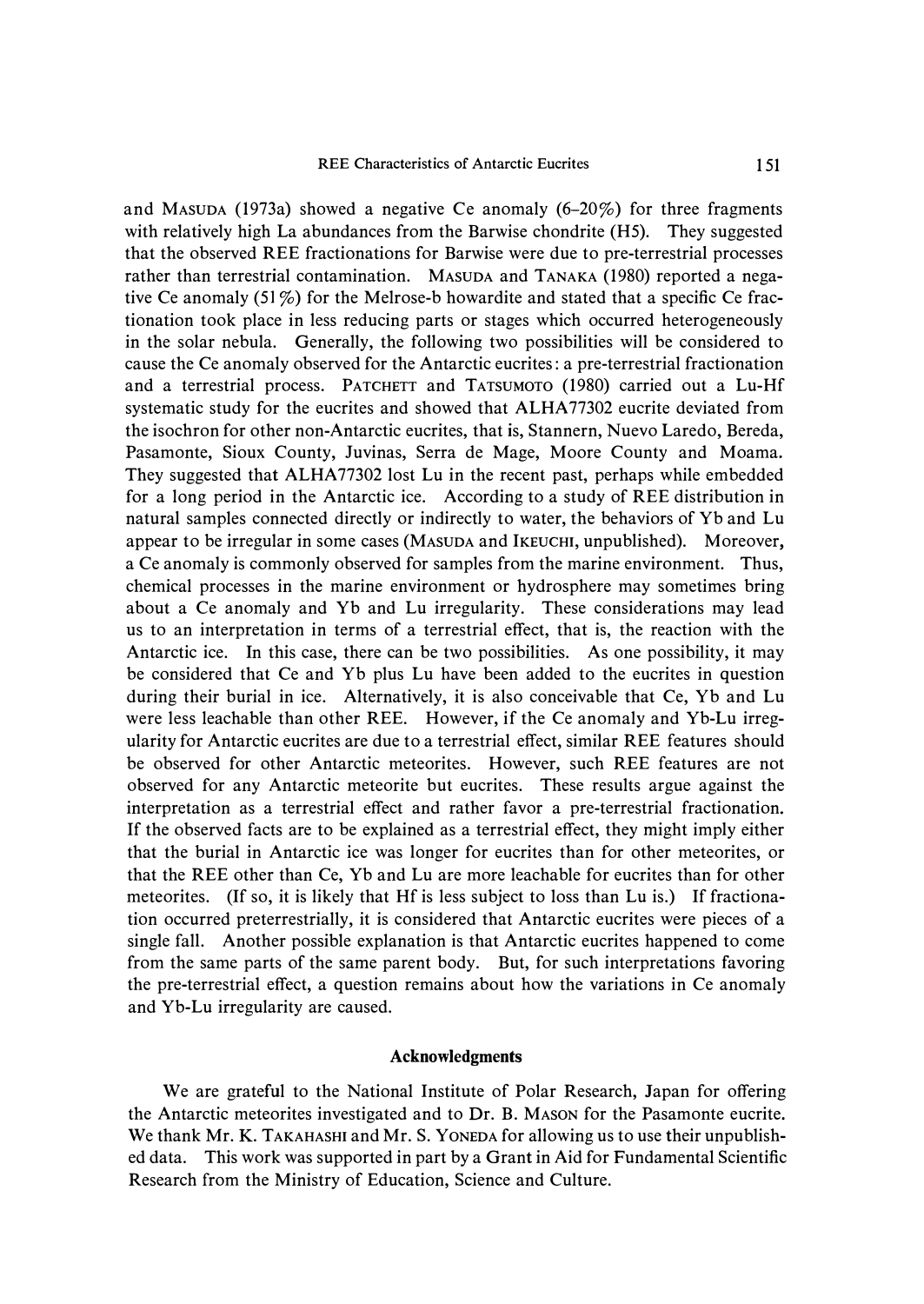and MASUDA (1973a) showed a negative Ce anomaly (6–20%) for three fragments with relatively high La abundances from the Barwise chondrite (H5). They suggested that the observed REE fractionations for Barwise were due to pre-terrestrial processes rather than terrestrial contamination. MASUDA and TANAKA (1980) reported a negative Ce anomaly (51%) for the Melrose-b howardite and stated that a specific Ce fractionation took place in less reducing parts or stages which occurred heterogeneously in the solar nebula. Generally, the following two possibilities will be considered to cause the Ce anomaly observed for the Antarctic eucrites: a pre-terrestrial fractionation and a terrestrial process. PATCHETT and TATSUMOTO (1980) carried out a Lu-Hf systematic study for the eucrites and showed that ALHA77302 eucrite deviated from the isochron for other non-Antarctic eucrites, that is, Stannern, Nuevo Laredo, Bereda, Pasamonte, Sioux County, Juvinas, Serra de Mage, Moore County and Moama. They suggested that ALHA77302 lost Lu in the recent past, perhaps while embedded for a long period in the Antarctic ice. According to a study of REE distribution in natural samples connected directly or indirectly to water, the behaviors of Yb and Lu appear to be irregular in some cases (MASUDA and IKEUCHI, unpublished). Moreover, a Ce anomaly is commonly observed for samples from the marine environment. Thus, chemical processes in the marine environment or hydrosphere may sometimes bring about a Ce anomaly and Yb and Lu irregularity. These considerations may lead us to an interpretation in terms of a terrestrial effect, that is, the reaction with the Antarctic ice. In this case, there can be two possibilities. As one possibility, it may be considered that Ce and Yb plus Lu have been added to the eucrites in question during their burial in ice. Alternatively, it is also conceivable that Ce, Yb and Lu were less leachable than other REE. However, if the Ce anomaly and Yb-Lu irregularity for Antarctic eucrites are due to a terrestrial effect, similar REE features should be observed for other Antarctic meteorites. However, such REE features are not observed for any Antarctic meteorite but eucrites. These results argue against the interpretation as a terrestrial effect and rather favor a pre-terrestrial fractionation. If the observed facts are to be explained as a terrestrial effect, they might imply either that the burial in Antarctic ice was longer for eucrites than for other meteorites, or that the REE other than Ce, Yb and Lu are more leachable for eucrites than for other meteorites. (If so, it is likely that Hf is less subject to loss than Lu is.) If fractionation occurred preterrestrially, it is considered that Antarctic eucrites were pieces of a single fall. Another possible explanation is that Antarctic eucrites happened to come from the same parts of the same parent body. But, for such interpretations favoring the pre-terrestrial effect, a question remains about how the variations in Ce anomaly and Yb-Lu irregularity are caused.

## Acknowledgments

We are grateful to the National Institute of Polar Research, Japan for offering the Antarctic meteorites investigated and to Dr. B. MASON for the Pasamonte eucrite. We thank Mr. K. TAKAHASHI and Mr. S. YONEDA for allowing us to use their unpublished data. This work was supported in part by a Grant in Aid for Fundamental Scientific Research from the Ministry of Education, Science and Culture.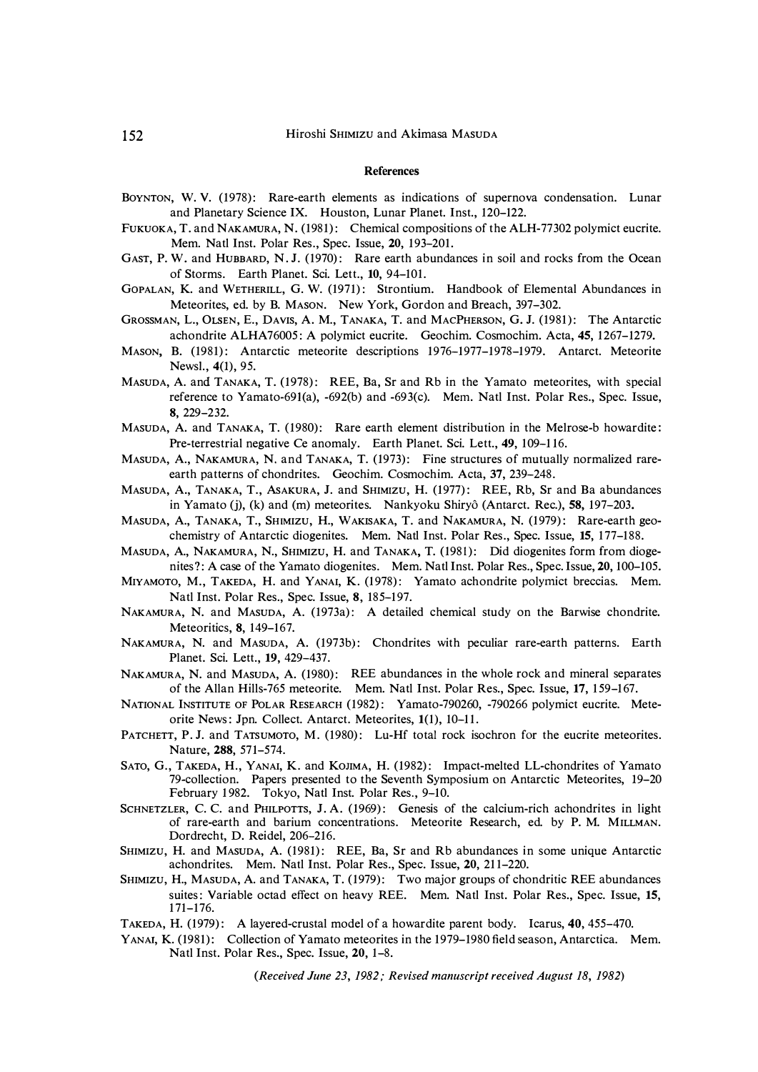## References

BOYNTON, W. V. (1978): Rare-earth elements as indications of supernova condensation. Lunar and Planetary Science IX. Houston, Lunar Planet. Inst., 120–122.

FUKUOKA, T. and NAKAMURA, N. (1981): Chemical compositions of the ALH-77302 polymict eucrite. Mem. Natl Inst. Polar Res., Spec. Issue, **20**, 193–201.

GAST, P. W. and HUBBARD, N. J. (1970): Rare earth abundances in soil and rocks from the Ocean of Storms. Earth Planet. Sci. Lett., **10**, 94–101.

GOPALAN, K. and WETHERILL, G. W. (1971): Strontium. Handbook of Elemental Abundances in Meteorites, ed. by B. MASON. New York, Gordon and Breach, 397–302.

GROSSMAN, L., OLSEN, E., DAVIS, A. M., TANAKA, T. and MACPHERSON, G. J. (1981): The Antarctic achondrite ALHA76005: A polymict eucrite. Geochim. Cosmochim. Acta, **45**, 1267–1279.

MASON, B. (1981): Antarctic meteorite descriptions 1976–1977–1978–1979. Antarct. Meteorite Newsl., **4**(1), 95.

MASUDA, A. and TANAKA, T. (1978): REE, Ba, Sr and Rb in the Yamato meteorites, with special reference to Yamato-691(a), -692(b) and -693(c). Mem. Natl Inst. Polar Res., Spec. Issue, **8**, 229–232.

MASUDA, A. and TANAKA, T. (1980): Rare earth element distribution in the Melrose-b howardite: Pre-terrestrial negative Ce anomaly. Earth Planet. Sci. Lett., **49**, 109–116.

MASUDA, A., NAKAMURA, N. and TANAKA, T. (1973): Fine structures of mutually normalized rare-earth patterns of chondrites. Geochim. Cosmochim. Acta, **37**, 239–248.

MASUDA, A., TANAKA, T., ASAKURA, J. and SHIMIZU, H. (1977): REE, Rb, Sr and Ba abundances in Yamato (j), (k) and (m) meteorites. Nankyoku Shiryô (Antarct. Rec.), **58**, 197–203.

MASUDA, A., TANAKA, T., SHIMIZU, H., WAKISAKA, T. and NAKAMURA, N. (1979): Rare-earth geochemistry of Antarctic diogenites. Mem. Natl Inst. Polar Res., Spec. Issue, **15**, 177–188.

MASUDA, A., NAKAMURA, N., SHIMIZU, H. and TANAKA, T. (1981): Did diogenites form from diogenites?: A case of the Yamato diogenites. Mem. Natl Inst. Polar Res., Spec. Issue, **20**, 100–105.

MIYAMOTO, M., TAKEDA, H. and YANAI, K. (1978): Yamato achondrite polymict breccias. Mem. Natl Inst. Polar Res., Spec. Issue, **8**, 185–197.

NAKAMURA, N. and MASUDA, A. (1973a): A detailed chemical study on the Barwise chondrite. Meteoritics, **8**, 149–167.

NAKAMURA, N. and MASUDA, A. (1973b): Chondrites with peculiar rare-earth patterns. Earth Planet. Sci. Lett., **19**, 429–437.

NAKAMURA, N. and MASUDA, A. (1980): REE abundances in the whole rock and mineral separates of the Allan Hills-765 meteorite. Mem. Natl Inst. Polar Res., Spec. Issue, **17**, 159–167.

NATIONAL INSTITUTE OF POLAR RESEARCH (1982): Yamato-790260, -790266 polymict eucrite. Meteorite News: Jpn. Collect. Antarct. Meteorites, **1**(1), 10–11.

PATCHETT, P. J. and TATSUMOTO, M. (1980): Lu-Hf total rock isochron for the eucrite meteorites. Nature, **288**, 571–574.

SATO, G., TAKEDA, H., YANAI, K. and KOJIMA, H. (1982): Impact-melted LL-chondrites of Yamato 79-collection. Papers presented to the Seventh Symposium on Antarctic Meteorites, 19–20 February 1982. Tokyo, Natl Inst. Polar Res., 9–10.

SCHNETZLER, C. C. and PHILPOTTS, J. A. (1969): Genesis of the calcium-rich achondrites in light of rare-earth and barium concentrations. Meteorite Research, ed. by P. M. MILLMAN. Dordrecht, D. Reidel, 206–216.

SHIMIZU, H. and MASUDA, A. (1981): REE, Ba, Sr and Rb abundances in some unique Antarctic achondrites. Mem. Natl Inst. Polar Res., Spec. Issue, **20**, 211–220.

SHIMIZU, H., MASUDA, A. and TANAKA, T. (1979): Two major groups of chondritic REE abundances suites: Variable octad effect on heavy REE. Mem. Natl Inst. Polar Res., Spec. Issue, **15**, 171–176.

TAKEDA, H. (1979): A layered-crustal model of a howardite parent body. Icarus, **40**, 455–470.

YANAI, K. (1981): Collection of Yamato meteorites in the 1979–1980 field season, Antarctica. Mem. Natl Inst. Polar Res., Spec. Issue, **20**, 1–8.

*(Received June 23, 1982; Revised manuscript received August 18, 1982)*